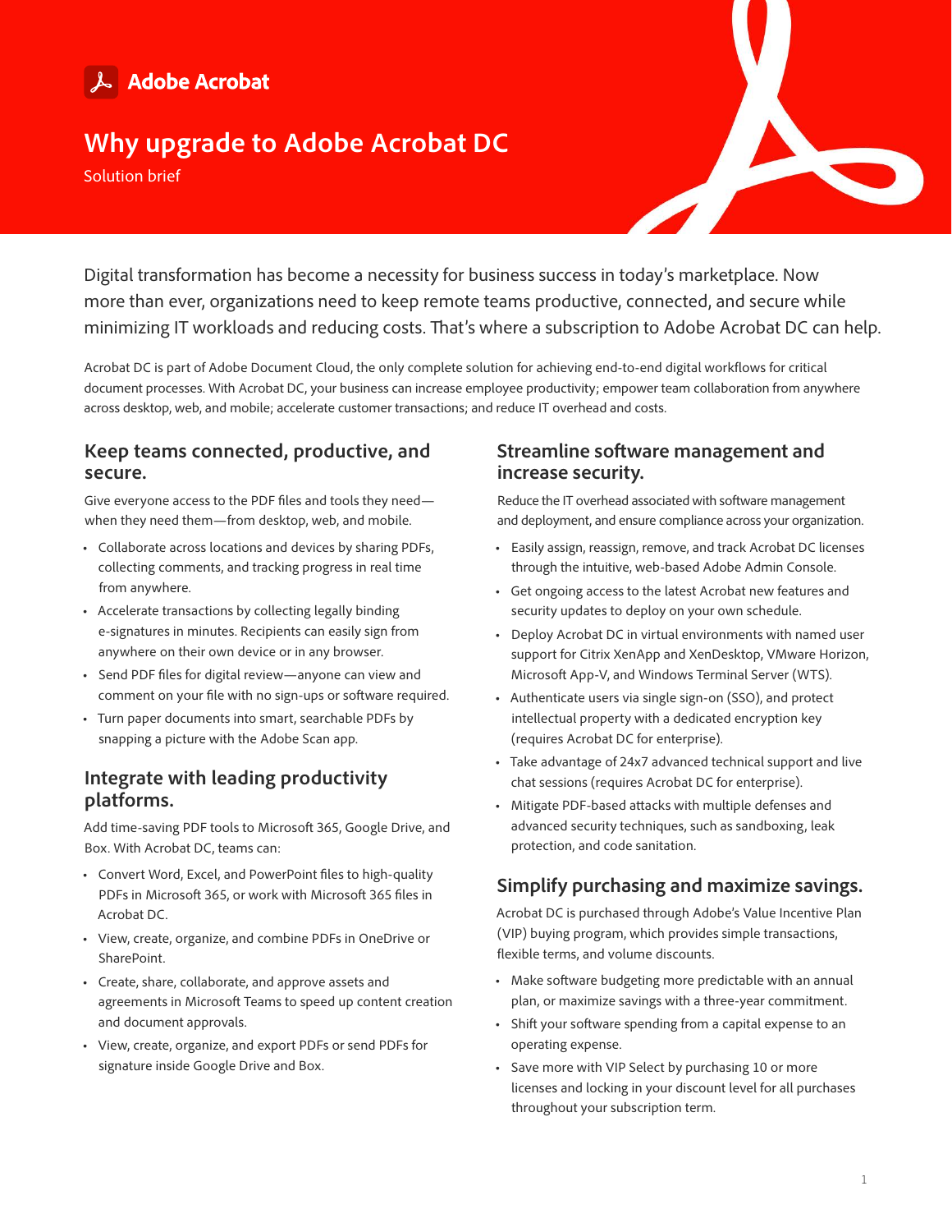Adobe Acrobat

# Why upgrade to Adobe Acrobat DC

Solution brief

Digital transformation has become a necessity for business success in today's marketplace. Now more than ever, organizations need to keep remote teams productive, connected, and secure while minimizing IT workloads and reducing costs. That's where a subscription to Adobe Acrobat DC can help.

Acrobat DC is part of Adobe Document Cloud, the only complete solution for achieving end-to-end digital workflows for critical document processes. With Acrobat DC, your business can increase employee productivity; empower team collaboration from anywhere across desktop, web, and mobile; accelerate customer transactions; and reduce IT overhead and costs.

## Keep teams connected, productive, and secure.

Give everyone access to the PDF files and tools they need—when they need them—from desktop, web, and mobile.

- Collaborate across locations and devices by sharing PDFs, collecting comments, and tracking progress in real time from anywhere.
- Accelerate transactions by collecting legally binding e-signatures in minutes. Recipients can easily sign from anywhere on their own device or in any browser.
- Send PDF files for digital review—anyone can view and comment on your file with no sign-ups or software required.
- Turn paper documents into smart, searchable PDFs by snapping a picture with the Adobe Scan app.

## Integrate with leading productivity platforms.

Add time-saving PDF tools to Microsoft 365, Google Drive, and Box. With Acrobat DC, teams can:

- Convert Word, Excel, and PowerPoint files to high-quality PDFs in Microsoft 365, or work with Microsoft 365 files in Acrobat DC.
- View, create, organize, and combine PDFs in OneDrive or SharePoint.
- Create, share, collaborate, and approve assets and agreements in Microsoft Teams to speed up content creation and document approvals.
- View, create, organize, and export PDFs or send PDFs for signature inside Google Drive and Box.

## Streamline software management and increase security.

Reduce the IT overhead associated with software management and deployment, and ensure compliance across your organization.

- Easily assign, reassign, remove, and track Acrobat DC licenses through the intuitive, web-based Adobe Admin Console.
- Get ongoing access to the latest Acrobat new features and security updates to deploy on your own schedule.
- Deploy Acrobat DC in virtual environments with named user support for Citrix XenApp and XenDesktop, VMware Horizon, Microsoft App-V, and Windows Terminal Server (WTS).
- Authenticate users via single sign-on (SSO), and protect intellectual property with a dedicated encryption key (requires Acrobat DC for enterprise).
- Take advantage of 24x7 advanced technical support and live chat sessions (requires Acrobat DC for enterprise).
- Mitigate PDF-based attacks with multiple defenses and advanced security techniques, such as sandboxing, leak protection, and code sanitation.

## Simplify purchasing and maximize savings.

Acrobat DC is purchased through Adobe's Value Incentive Plan (VIP) buying program, which provides simple transactions, flexible terms, and volume discounts.

- Make software budgeting more predictable with an annual plan, or maximize savings with a three-year commitment.
- Shift your software spending from a capital expense to an operating expense.
- Save more with VIP Select by purchasing 10 or more licenses and locking in your discount level for all purchases throughout your subscription term.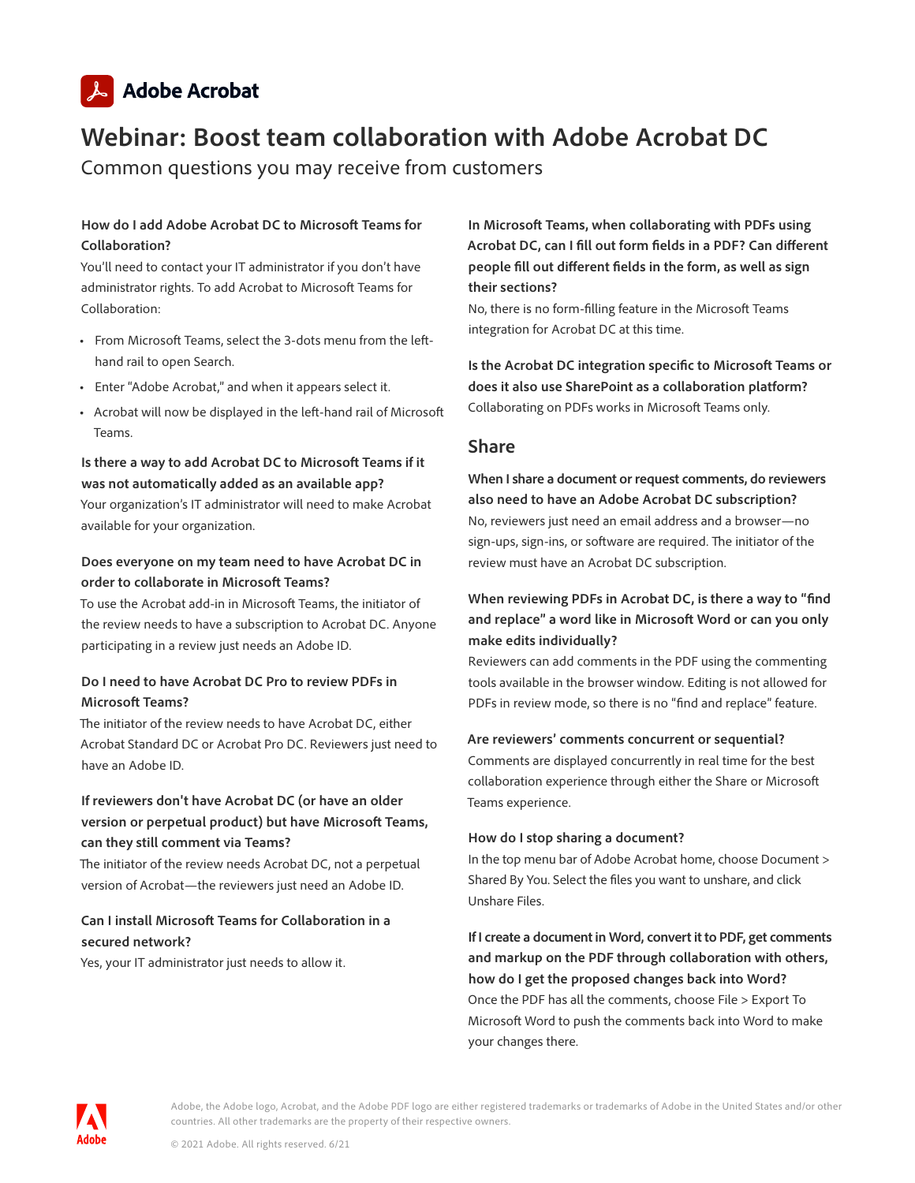Adobe Acrobat

# Webinar: Boost team collaboration with Adobe Acrobat DC

Common questions you may receive from customers

**How do I add Adobe Acrobat DC to Microsoft Teams for Collaboration?**

You'll need to contact your IT administrator if you don't have administrator rights. To add Acrobat to Microsoft Teams for Collaboration:

- From Microsoft Teams, select the 3-dots menu from the left-hand rail to open Search.
- Enter "Adobe Acrobat," and when it appears select it.
- Acrobat will now be displayed in the left-hand rail of Microsoft Teams.

**Is there a way to add Acrobat DC to Microsoft Teams if it was not automatically added as an available app?**

Your organization's IT administrator will need to make Acrobat available for your organization.

**Does everyone on my team need to have Acrobat DC in order to collaborate in Microsoft Teams?**

To use the Acrobat add-in in Microsoft Teams, the initiator of the review needs to have a subscription to Acrobat DC. Anyone participating in a review just needs an Adobe ID.

**Do I need to have Acrobat DC Pro to review PDFs in Microsoft Teams?**

The initiator of the review needs to have Acrobat DC, either Acrobat Standard DC or Acrobat Pro DC. Reviewers just need to have an Adobe ID.

**If reviewers don't have Acrobat DC (or have an older version or perpetual product) but have Microsoft Teams, can they still comment via Teams?**

The initiator of the review needs Acrobat DC, not a perpetual version of Acrobat—the reviewers just need an Adobe ID.

**Can I install Microsoft Teams for Collaboration in a secured network?**

Yes, your IT administrator just needs to allow it.

**In Microsoft Teams, when collaborating with PDFs using Acrobat DC, can I fill out form fields in a PDF? Can different people fill out different fields in the form, as well as sign their sections?**

No, there is no form-filling feature in the Microsoft Teams integration for Acrobat DC at this time.

**Is the Acrobat DC integration specific to Microsoft Teams or does it also use SharePoint as a collaboration platform?**

Collaborating on PDFs works in Microsoft Teams only.

## Share

**When I share a document or request comments, do reviewers also need to have an Adobe Acrobat DC subscription?**

No, reviewers just need an email address and a browser—no sign-ups, sign-ins, or software are required. The initiator of the review must have an Acrobat DC subscription.

**When reviewing PDFs in Acrobat DC, is there a way to "find and replace" a word like in Microsoft Word or can you only make edits individually?**

Reviewers can add comments in the PDF using the commenting tools available in the browser window. Editing is not allowed for PDFs in review mode, so there is no "find and replace" feature.

**Are reviewers' comments concurrent or sequential?**

Comments are displayed concurrently in real time for the best collaboration experience through either the Share or Microsoft Teams experience.

**How do I stop sharing a document?**

In the top menu bar of Adobe Acrobat home, choose Document > Shared By You. Select the files you want to unshare, and click Unshare Files.

**If I create a document in Word, convert it to PDF, get comments and markup on the PDF through collaboration with others, how do I get the proposed changes back into Word?**

Once the PDF has all the comments, choose File > Export To Microsoft Word to push the comments back into Word to make your changes there.

Adobe, the Adobe logo, Acrobat, and the Adobe PDF logo are either registered trademarks or trademarks of Adobe in the United States and/or other countries. All other trademarks are the property of their respective owners.

© 2021 Adobe. All rights reserved. 6/21